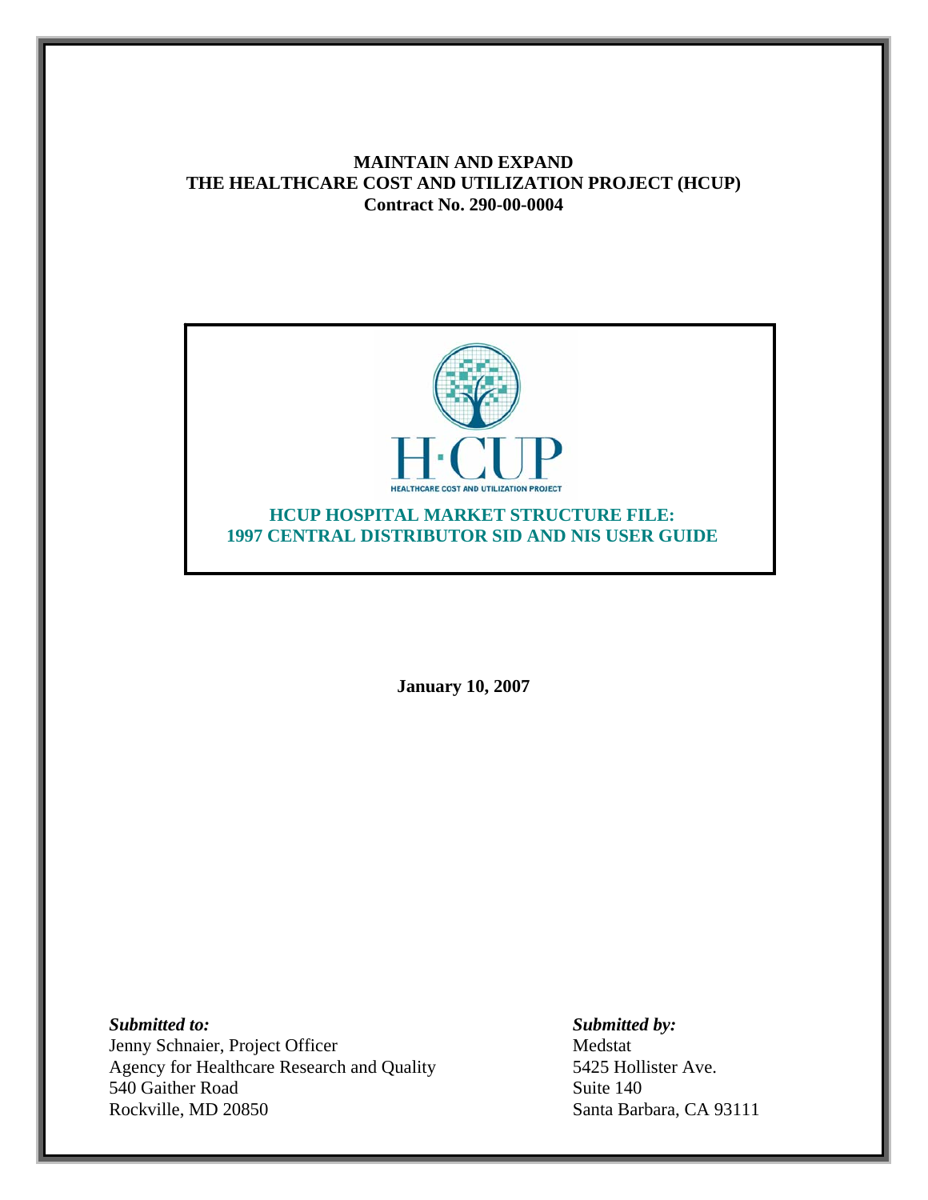**MAINTAIN AND EXPAND**
**THE HEALTHCARE COST AND UTILIZATION PROJECT (HCUP)**
**Contract No. 290-00-0004**

# HCUP HOSPITAL MARKET STRUCTURE FILE: 1997 CENTRAL DISTRIBUTOR SID AND NIS USER GUIDE

**January 10, 2007**

***Submitted to:***
Jenny Schnaier, Project Officer
Agency for Healthcare Research and Quality
540 Gaither Road
Rockville, MD 20850

***Submitted by:***
Medstat
5425 Hollister Ave.
Suite 140
Santa Barbara, CA 93111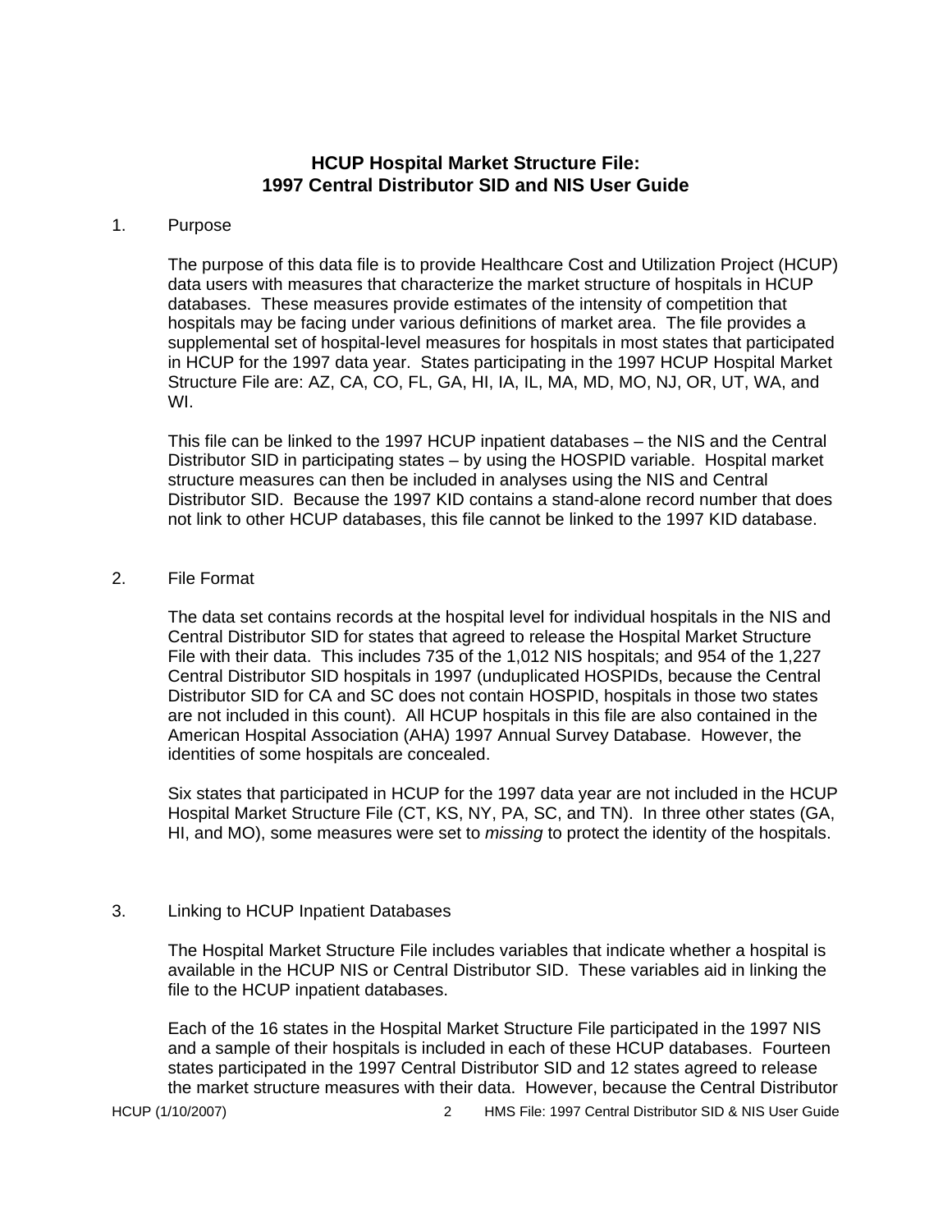# HCUP Hospital Market Structure File: 1997 Central Distributor SID and NIS User Guide

1. Purpose

The purpose of this data file is to provide Healthcare Cost and Utilization Project (HCUP) data users with measures that characterize the market structure of hospitals in HCUP databases. These measures provide estimates of the intensity of competition that hospitals may be facing under various definitions of market area. The file provides a supplemental set of hospital-level measures for hospitals in most states that participated in HCUP for the 1997 data year. States participating in the 1997 HCUP Hospital Market Structure File are: AZ, CA, CO, FL, GA, HI, IA, IL, MA, MD, MO, NJ, OR, UT, WA, and WI.

This file can be linked to the 1997 HCUP inpatient databases – the NIS and the Central Distributor SID in participating states – by using the HOSPID variable. Hospital market structure measures can then be included in analyses using the NIS and Central Distributor SID. Because the 1997 KID contains a stand-alone record number that does not link to other HCUP databases, this file cannot be linked to the 1997 KID database.

2. File Format

The data set contains records at the hospital level for individual hospitals in the NIS and Central Distributor SID for states that agreed to release the Hospital Market Structure File with their data. This includes 735 of the 1,012 NIS hospitals; and 954 of the 1,227 Central Distributor SID hospitals in 1997 (unduplicated HOSPIDs, because the Central Distributor SID for CA and SC does not contain HOSPID, hospitals in those two states are not included in this count). All HCUP hospitals in this file are also contained in the American Hospital Association (AHA) 1997 Annual Survey Database. However, the identities of some hospitals are concealed.

Six states that participated in HCUP for the 1997 data year are not included in the HCUP Hospital Market Structure File (CT, KS, NY, PA, SC, and TN). In three other states (GA, HI, and MO), some measures were set to *missing* to protect the identity of the hospitals.

3. Linking to HCUP Inpatient Databases

The Hospital Market Structure File includes variables that indicate whether a hospital is available in the HCUP NIS or Central Distributor SID. These variables aid in linking the file to the HCUP inpatient databases.

Each of the 16 states in the Hospital Market Structure File participated in the 1997 NIS and a sample of their hospitals is included in each of these HCUP databases. Fourteen states participated in the 1997 Central Distributor SID and 12 states agreed to release the market structure measures with their data. However, because the Central Distributor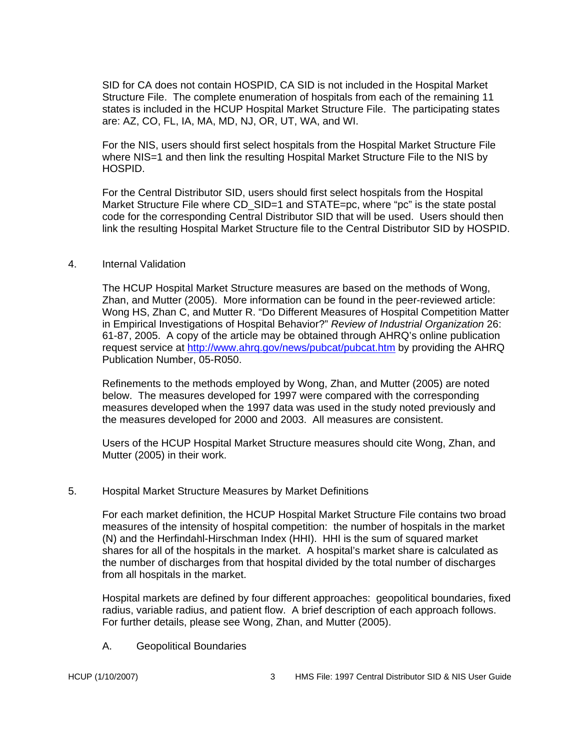SID for CA does not contain HOSPID, CA SID is not included in the Hospital Market Structure File. The complete enumeration of hospitals from each of the remaining 11 states is included in the HCUP Hospital Market Structure File. The participating states are: AZ, CO, FL, IA, MA, MD, NJ, OR, UT, WA, and WI.

For the NIS, users should first select hospitals from the Hospital Market Structure File where NIS=1 and then link the resulting Hospital Market Structure File to the NIS by HOSPID.

For the Central Distributor SID, users should first select hospitals from the Hospital Market Structure File where CD_SID=1 and STATE=pc, where "pc" is the state postal code for the corresponding Central Distributor SID that will be used. Users should then link the resulting Hospital Market Structure file to the Central Distributor SID by HOSPID.

## 4. Internal Validation

The HCUP Hospital Market Structure measures are based on the methods of Wong, Zhan, and Mutter (2005). More information can be found in the peer-reviewed article: Wong HS, Zhan C, and Mutter R. "Do Different Measures of Hospital Competition Matter in Empirical Investigations of Hospital Behavior?" *Review of Industrial Organization* 26: 61-87, 2005. A copy of the article may be obtained through AHRQ's online publication request service at [http://www.ahrq.gov/news/pubcat/pubcat.htm](http://www.ahrq.gov/news/pubcat/pubcat.htm) by providing the AHRQ Publication Number, 05-R050.

Refinements to the methods employed by Wong, Zhan, and Mutter (2005) are noted below. The measures developed for 1997 were compared with the corresponding measures developed when the 1997 data was used in the study noted previously and the measures developed for 2000 and 2003. All measures are consistent.

Users of the HCUP Hospital Market Structure measures should cite Wong, Zhan, and Mutter (2005) in their work.

## 5. Hospital Market Structure Measures by Market Definitions

For each market definition, the HCUP Hospital Market Structure File contains two broad measures of the intensity of hospital competition: the number of hospitals in the market (N) and the Herfindahl-Hirschman Index (HHI). HHI is the sum of squared market shares for all of the hospitals in the market. A hospital's market share is calculated as the number of discharges from that hospital divided by the total number of discharges from all hospitals in the market.

Hospital markets are defined by four different approaches: geopolitical boundaries, fixed radius, variable radius, and patient flow. A brief description of each approach follows. For further details, please see Wong, Zhan, and Mutter (2005).

### A. Geopolitical Boundaries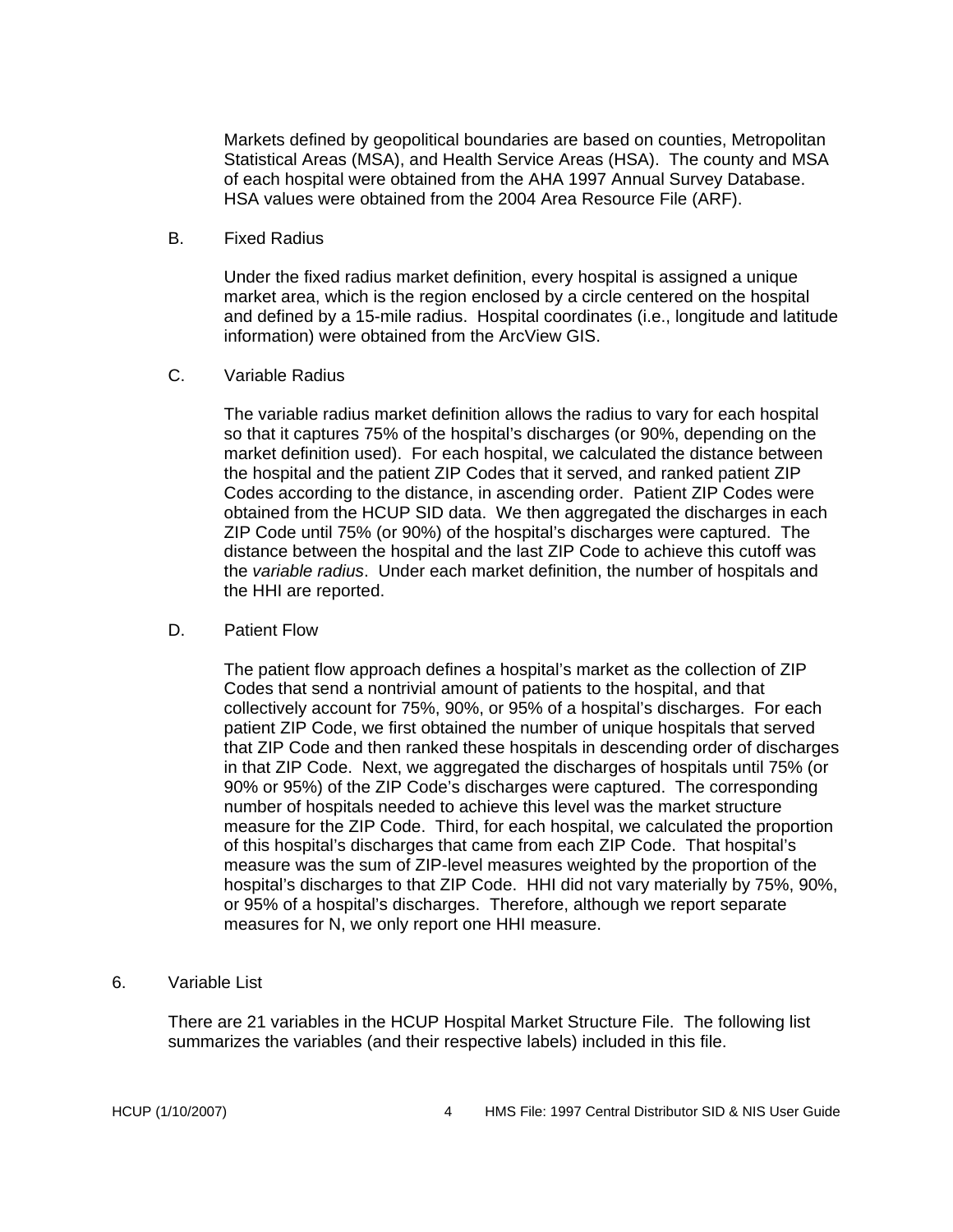Markets defined by geopolitical boundaries are based on counties, Metropolitan Statistical Areas (MSA), and Health Service Areas (HSA). The county and MSA of each hospital were obtained from the AHA 1997 Annual Survey Database. HSA values were obtained from the 2004 Area Resource File (ARF).

B. Fixed Radius

Under the fixed radius market definition, every hospital is assigned a unique market area, which is the region enclosed by a circle centered on the hospital and defined by a 15-mile radius. Hospital coordinates (i.e., longitude and latitude information) were obtained from the ArcView GIS.

C. Variable Radius

The variable radius market definition allows the radius to vary for each hospital so that it captures 75% of the hospital's discharges (or 90%, depending on the market definition used). For each hospital, we calculated the distance between the hospital and the patient ZIP Codes that it served, and ranked patient ZIP Codes according to the distance, in ascending order. Patient ZIP Codes were obtained from the HCUP SID data. We then aggregated the discharges in each ZIP Code until 75% (or 90%) of the hospital's discharges were captured. The distance between the hospital and the last ZIP Code to achieve this cutoff was the *variable radius*. Under each market definition, the number of hospitals and the HHI are reported.

D. Patient Flow

The patient flow approach defines a hospital's market as the collection of ZIP Codes that send a nontrivial amount of patients to the hospital, and that collectively account for 75%, 90%, or 95% of a hospital's discharges. For each patient ZIP Code, we first obtained the number of unique hospitals that served that ZIP Code and then ranked these hospitals in descending order of discharges in that ZIP Code. Next, we aggregated the discharges of hospitals until 75% (or 90% or 95%) of the ZIP Code's discharges were captured. The corresponding number of hospitals needed to achieve this level was the market structure measure for the ZIP Code. Third, for each hospital, we calculated the proportion of this hospital's discharges that came from each ZIP Code. That hospital's measure was the sum of ZIP-level measures weighted by the proportion of the hospital's discharges to that ZIP Code. HHI did not vary materially by 75%, 90%, or 95% of a hospital's discharges. Therefore, although we report separate measures for N, we only report one HHI measure.

## 6. Variable List

There are 21 variables in the HCUP Hospital Market Structure File. The following list summarizes the variables (and their respective labels) included in this file.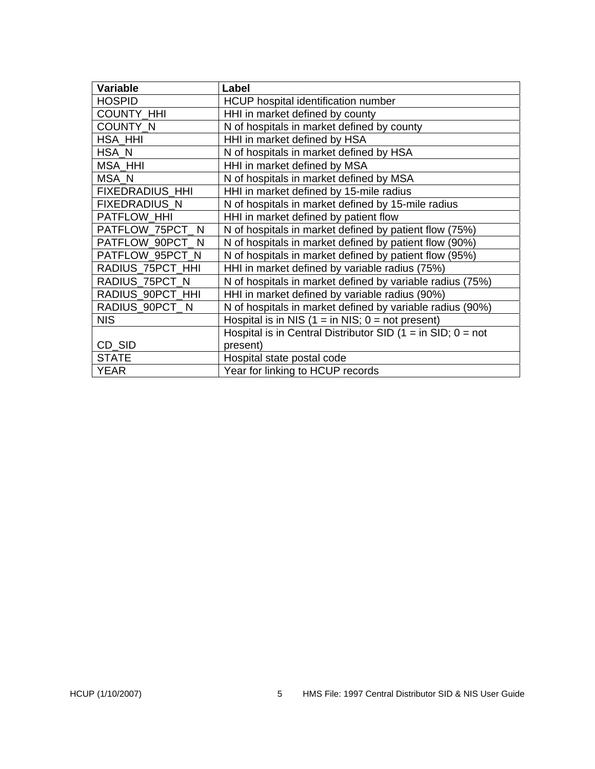| Variable | Label |
| --- | --- |
| HOSPID | HCUP hospital identification number |
| COUNTY_HHI | HHI in market defined by county |
| COUNTY_N | N of hospitals in market defined by county |
| HSA_HHI | HHI in market defined by HSA |
| HSA_N | N of hospitals in market defined by HSA |
| MSA_HHI | HHI in market defined by MSA |
| MSA_N | N of hospitals in market defined by MSA |
| FIXEDRADIUS_HHI | HHI in market defined by 15-mile radius |
| FIXEDRADIUS_N | N of hospitals in market defined by 15-mile radius |
| PATFLOW_HHI | HHI in market defined by patient flow |
| PATFLOW_75PCT_ N | N of hospitals in market defined by patient flow (75%) |
| PATFLOW_90PCT_ N | N of hospitals in market defined by patient flow (90%) |
| PATFLOW_95PCT_N | N of hospitals in market defined by patient flow (95%) |
| RADIUS_75PCT_HHI | HHI in market defined by variable radius (75%) |
| RADIUS_75PCT_N | N of hospitals in market defined by variable radius (75%) |
| RADIUS_90PCT_HHI | HHI in market defined by variable radius (90%) |
| RADIUS_90PCT_ N | N of hospitals in market defined by variable radius (90%) |
| NIS | Hospital is in NIS (1 = in NIS; 0 = not present) |
| CD_SID | Hospital is in Central Distributor SID (1 = in SID; 0 = not present) |
| STATE | Hospital state postal code |
| YEAR | Year for linking to HCUP records |